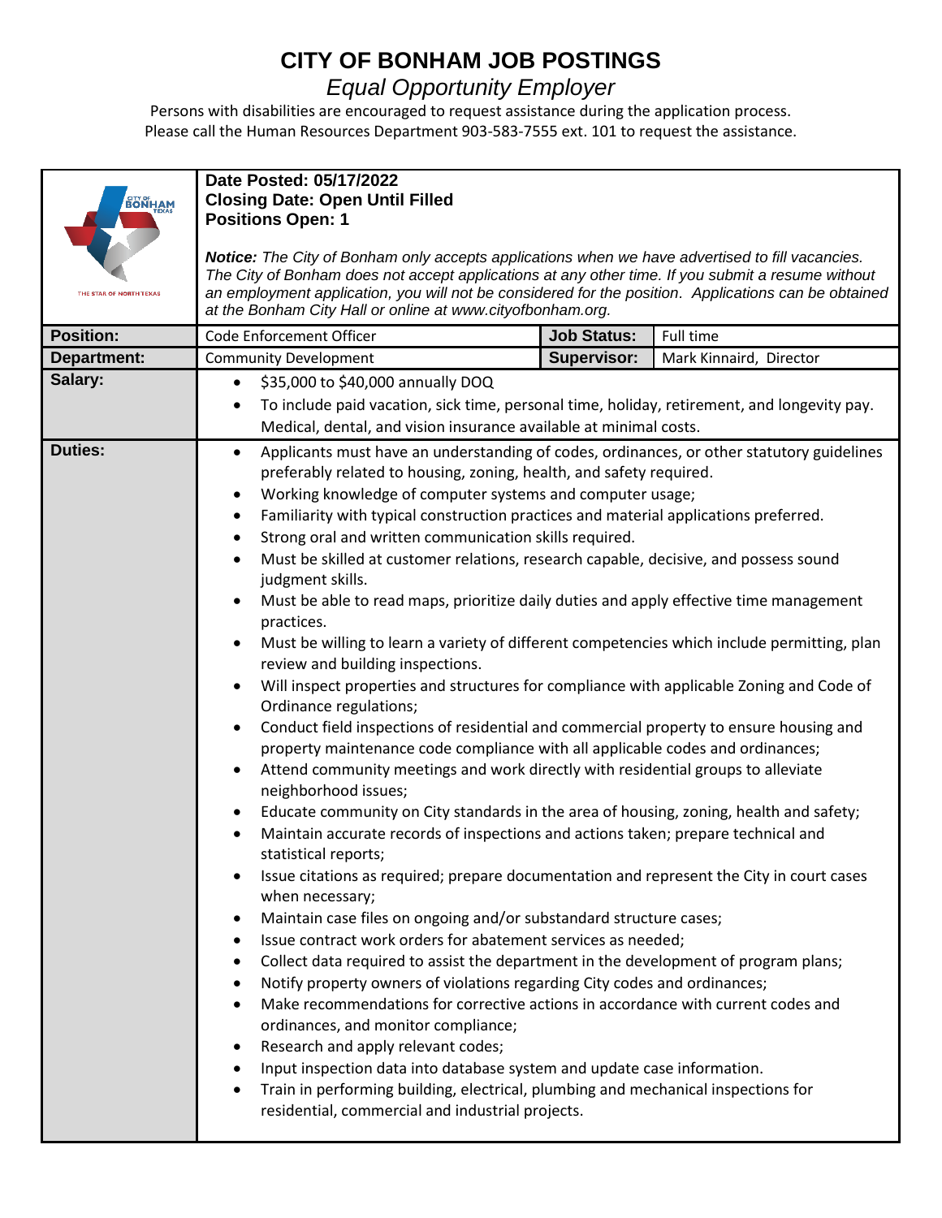# CITY OF BONHAM JOB POSTINGS

## *Equal Opportunity Employer*

Persons with disabilities are encouraged to request assistance during the application process. Please call the Human Resources Department 903-583-7555 ext. 101 to request the assistance.

**Date Posted: 05/17/2022**
**Closing Date: Open Until Filled**
**Positions Open: 1**

***Notice:*** *The City of Bonham only accepts applications when we have advertised to fill vacancies. The City of Bonham does not accept applications at any other time. If you submit a resume without an employment application, you will not be considered for the position. Applications can be obtained at the Bonham City Hall or online at www.cityofbonham.org.*

| **Position:** | Code Enforcement Officer | **Job Status:** | Full time |
|---|---|---|---|
| **Department:** | Community Development | **Supervisor:** | Mark Kinnaird, Director |

**Salary:**

- $35,000 to $40,000 annually DOQ
- To include paid vacation, sick time, personal time, holiday, retirement, and longevity pay. Medical, dental, and vision insurance available at minimal costs.

**Duties:**

- Applicants must have an understanding of codes, ordinances, or other statutory guidelines preferably related to housing, zoning, health, and safety required.
- Working knowledge of computer systems and computer usage;
- Familiarity with typical construction practices and material applications preferred.
- Strong oral and written communication skills required.
- Must be skilled at customer relations, research capable, decisive, and possess sound judgment skills.
- Must be able to read maps, prioritize daily duties and apply effective time management practices.
- Must be willing to learn a variety of different competencies which include permitting, plan review and building inspections.
- Will inspect properties and structures for compliance with applicable Zoning and Code of Ordinance regulations;
- Conduct field inspections of residential and commercial property to ensure housing and property maintenance code compliance with all applicable codes and ordinances;
- Attend community meetings and work directly with residential groups to alleviate neighborhood issues;
- Educate community on City standards in the area of housing, zoning, health and safety;
- Maintain accurate records of inspections and actions taken; prepare technical and statistical reports;
- Issue citations as required; prepare documentation and represent the City in court cases when necessary;
- Maintain case files on ongoing and/or substandard structure cases;
- Issue contract work orders for abatement services as needed;
- Collect data required to assist the department in the development of program plans;
- Notify property owners of violations regarding City codes and ordinances;
- Make recommendations for corrective actions in accordance with current codes and ordinances, and monitor compliance;
- Research and apply relevant codes;
- Input inspection data into database system and update case information.
- Train in performing building, electrical, plumbing and mechanical inspections for residential, commercial and industrial projects.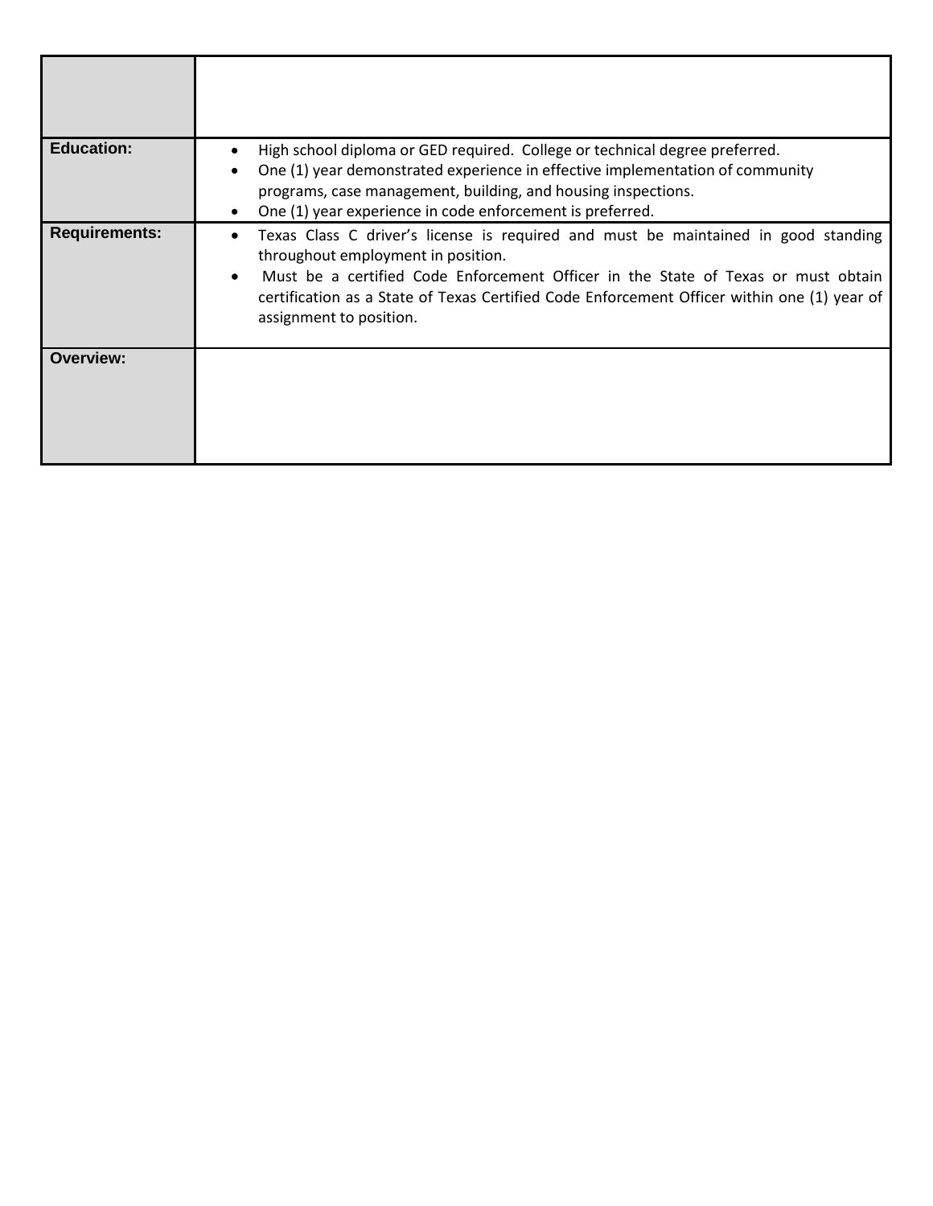| | |
|---|---|
| | |
| **Education:** | • High school diploma or GED required. College or technical degree preferred.<br>• One (1) year demonstrated experience in effective implementation of community programs, case management, building, and housing inspections.<br>• One (1) year experience in code enforcement is preferred. |
| **Requirements:** | • Texas Class C driver's license is required and must be maintained in good standing throughout employment in position.<br>• Must be a certified Code Enforcement Officer in the State of Texas or must obtain certification as a State of Texas Certified Code Enforcement Officer within one (1) year of assignment to position. |
| **Overview:** | |